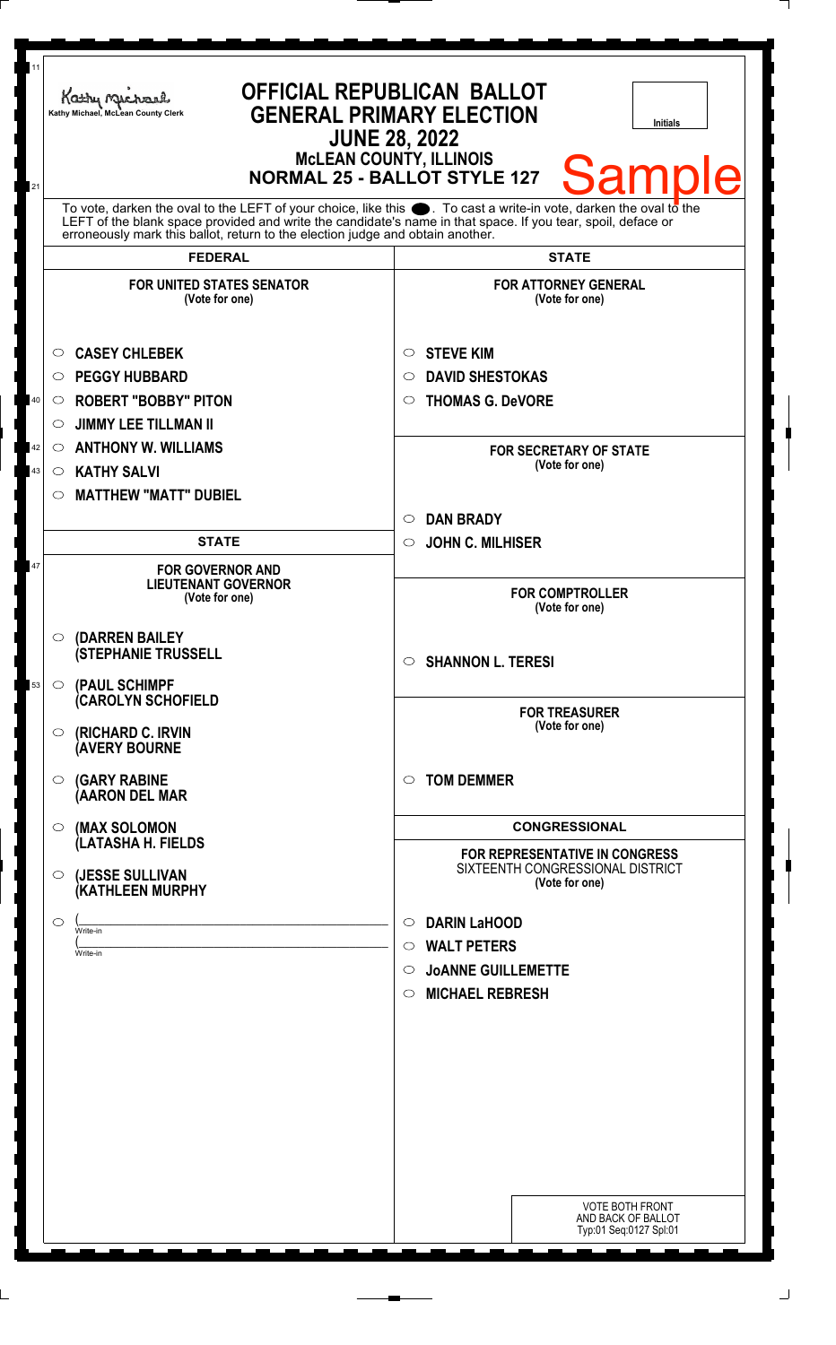Kathy Michael, McLean County Clerk

# OFFICIAL REPUBLICAN BALLOT
## GENERAL PRIMARY ELECTION
## JUNE 28, 2022
### McLEAN COUNTY, ILLINOIS
### NORMAL 25 - BALLOT STYLE 127

Initials

Sample

To vote, darken the oval to the LEFT of your choice, like this ●. To cast a write-in vote, darken the oval to the LEFT of the blank space provided and write the candidate's name in that space. If you tear, spoil, deface or erroneously mark this ballot, return to the election judge and obtain another.

## FEDERAL

**FOR UNITED STATES SENATOR**
(Vote for one)

- ○ **CASEY CHLEBEK**
- ○ **PEGGY HUBBARD**
- ○ **ROBERT "BOBBY" PITON**
- ○ **JIMMY LEE TILLMAN II**
- ○ **ANTHONY W. WILLIAMS**
- ○ **KATHY SALVI**
- ○ **MATTHEW "MATT" DUBIEL**

## STATE

**FOR GOVERNOR AND LIEUTENANT GOVERNOR**
(Vote for one)

- ○ **(DARREN BAILEY (STEPHANIE TRUSSELL**
- ○ **(PAUL SCHIMPF (CAROLYN SCHOFIELD**
- ○ **(RICHARD C. IRVIN (AVERY BOURNE**
- ○ **(GARY RABINE (AARON DEL MAR**
- ○ **(MAX SOLOMON (LATASHA H. FIELDS**
- ○ **(JESSE SULLIVAN (KATHLEEN MURPHY**
- ○ (\_\_\_\_\_\_\_\_\_\_\_\_\_\_\_\_ Write-in
  (\_\_\_\_\_\_\_\_\_\_\_\_\_\_\_\_ Write-in

## STATE

**FOR ATTORNEY GENERAL**
(Vote for one)

- ○ **STEVE KIM**
- ○ **DAVID SHESTOKAS**
- ○ **THOMAS G. DeVORE**

**FOR SECRETARY OF STATE**
(Vote for one)

- ○ **DAN BRADY**
- ○ **JOHN C. MILHISER**

**FOR COMPTROLLER**
(Vote for one)

- ○ **SHANNON L. TERESI**

**FOR TREASURER**
(Vote for one)

- ○ **TOM DEMMER**

## CONGRESSIONAL

**FOR REPRESENTATIVE IN CONGRESS**
SIXTEENTH CONGRESSIONAL DISTRICT
(Vote for one)

- ○ **DARIN LaHOOD**
- ○ **WALT PETERS**
- ○ **JoANNE GUILLEMETTE**
- ○ **MICHAEL REBRESH**

VOTE BOTH FRONT AND BACK OF BALLOT
Typ:01 Seq:0127 Spl:01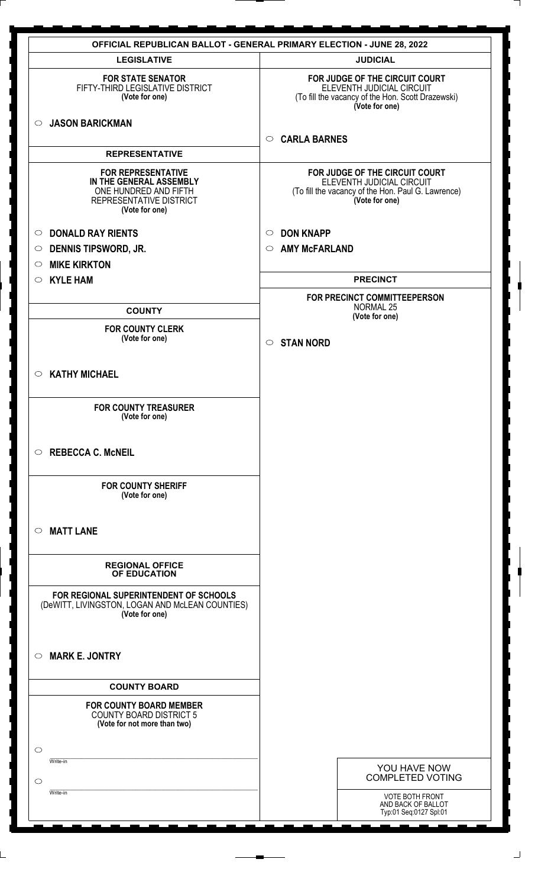# OFFICIAL REPUBLICAN BALLOT - GENERAL PRIMARY ELECTION - JUNE 28, 2022

## LEGISLATIVE

**FOR STATE SENATOR**
FIFTY-THIRD LEGISLATIVE DISTRICT
**(Vote for one)**

- ○ **JASON BARICKMAN**

## REPRESENTATIVE

**FOR REPRESENTATIVE IN THE GENERAL ASSEMBLY**
ONE HUNDRED AND FIFTH REPRESENTATIVE DISTRICT
**(Vote for one)**

- ○ **DONALD RAY RIENTS**
- ○ **DENNIS TIPSWORD, JR.**
- ○ **MIKE KIRKTON**
- ○ **KYLE HAM**

## COUNTY

**FOR COUNTY CLERK**
**(Vote for one)**

- ○ **KATHY MICHAEL**

**FOR COUNTY TREASURER**
**(Vote for one)**

- ○ **REBECCA C. McNEIL**

**FOR COUNTY SHERIFF**
**(Vote for one)**

- ○ **MATT LANE**

## REGIONAL OFFICE OF EDUCATION

**FOR REGIONAL SUPERINTENDENT OF SCHOOLS**
(DeWITT, LIVINGSTON, LOGAN AND McLEAN COUNTIES)
**(Vote for one)**

- ○ **MARK E. JONTRY**

## COUNTY BOARD

**FOR COUNTY BOARD MEMBER**
COUNTY BOARD DISTRICT 5
**(Vote for not more than two)**

- ○ ______________ Write-in
- ○ ______________ Write-in

## JUDICIAL

**FOR JUDGE OF THE CIRCUIT COURT**
ELEVENTH JUDICIAL CIRCUIT
(To fill the vacancy of the Hon. Scott Drazewski)
**(Vote for one)**

- ○ **CARLA BARNES**

**FOR JUDGE OF THE CIRCUIT COURT**
ELEVENTH JUDICIAL CIRCUIT
(To fill the vacancy of the Hon. Paul G. Lawrence)
**(Vote for one)**

- ○ **DON KNAPP**
- ○ **AMY McFARLAND**

## PRECINCT

**FOR PRECINCT COMMITTEEPERSON**
NORMAL 25
**(Vote for one)**

- ○ **STAN NORD**

YOU HAVE NOW COMPLETED VOTING

VOTE BOTH FRONT AND BACK OF BALLOT
Typ:01 Seq:0127 Spl:01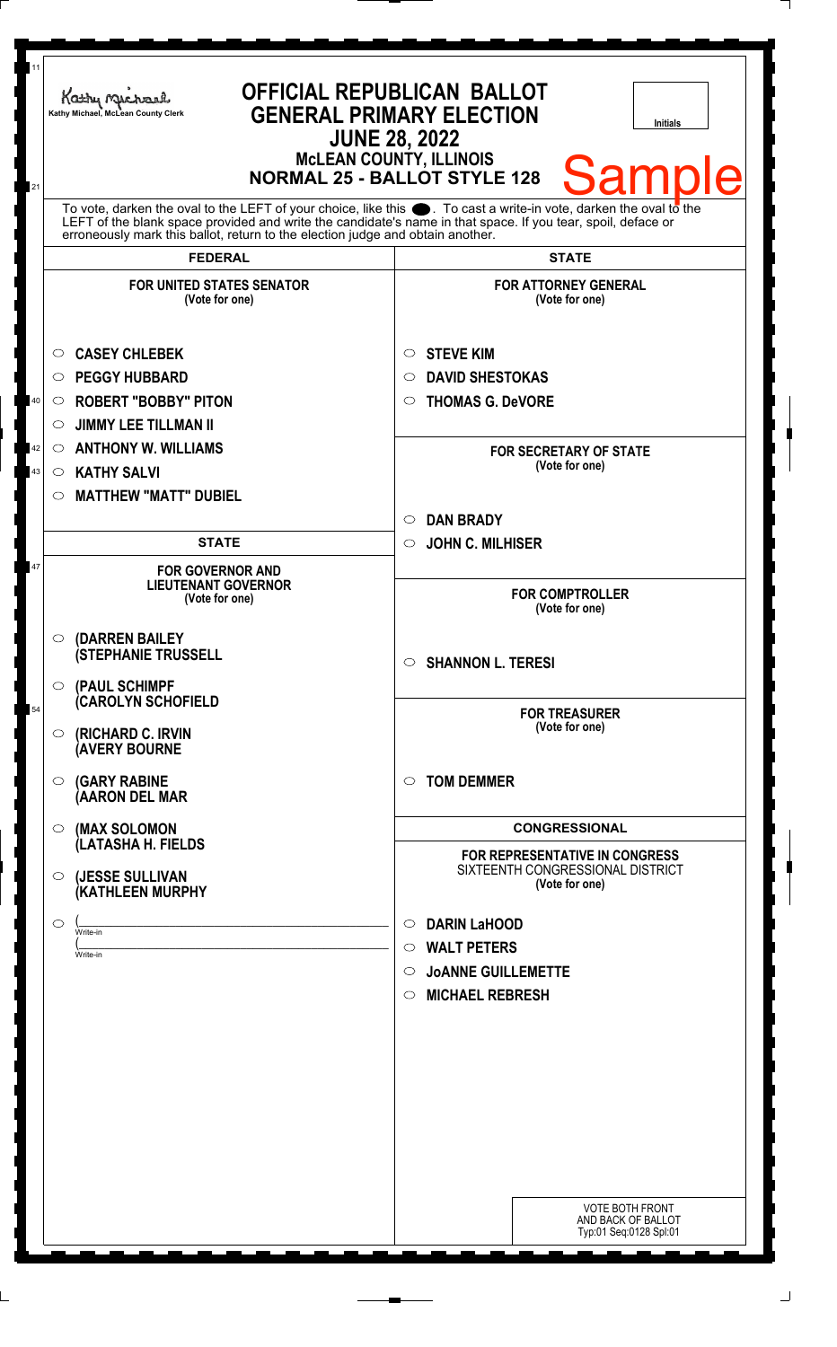Kathy Michael, McLean County Clerk

# OFFICIAL REPUBLICAN BALLOT
## GENERAL PRIMARY ELECTION
### JUNE 28, 2022
### McLEAN COUNTY, ILLINOIS
### NORMAL 25 - BALLOT STYLE 128

Initials

**Sample**

To vote, darken the oval to the LEFT of your choice, like this ●. To cast a write-in vote, darken the oval to the LEFT of the blank space provided and write the candidate's name in that space. If you tear, spoil, deface or erroneously mark this ballot, return to the election judge and obtain another.

## FEDERAL

**FOR UNITED STATES SENATOR**
(Vote for one)

- ○ CASEY CHLEBEK
- ○ PEGGY HUBBARD
- ○ ROBERT "BOBBY" PITON
- ○ JIMMY LEE TILLMAN II
- ○ ANTHONY W. WILLIAMS
- ○ KATHY SALVI
- ○ MATTHEW "MATT" DUBIEL

## STATE

**FOR GOVERNOR AND LIEUTENANT GOVERNOR**
(Vote for one)

- ○ (DARREN BAILEY (STEPHANIE TRUSSELL
- ○ (PAUL SCHIMPF (CAROLYN SCHOFIELD
- ○ (RICHARD C. IRVIN (AVERY BOURNE
- ○ (GARY RABINE (AARON DEL MAR
- ○ (MAX SOLOMON (LATASHA H. FIELDS
- ○ (JESSE SULLIVAN (KATHLEEN MURPHY
- ○ (\_\_\_\_\_\_\_\_\_\_ Write-in (\_\_\_\_\_\_\_\_\_\_ Write-in

## STATE

**FOR ATTORNEY GENERAL**
(Vote for one)

- ○ STEVE KIM
- ○ DAVID SHESTOKAS
- ○ THOMAS G. DeVORE

**FOR SECRETARY OF STATE**
(Vote for one)

- ○ DAN BRADY
- ○ JOHN C. MILHISER

**FOR COMPTROLLER**
(Vote for one)

- ○ SHANNON L. TERESI

**FOR TREASURER**
(Vote for one)

- ○ TOM DEMMER

## CONGRESSIONAL

**FOR REPRESENTATIVE IN CONGRESS**
SIXTEENTH CONGRESSIONAL DISTRICT
(Vote for one)

- ○ DARIN LaHOOD
- ○ WALT PETERS
- ○ JoANNE GUILLEMETTE
- ○ MICHAEL REBRESH

VOTE BOTH FRONT AND BACK OF BALLOT
Typ:01 Seq:0128 Spl:01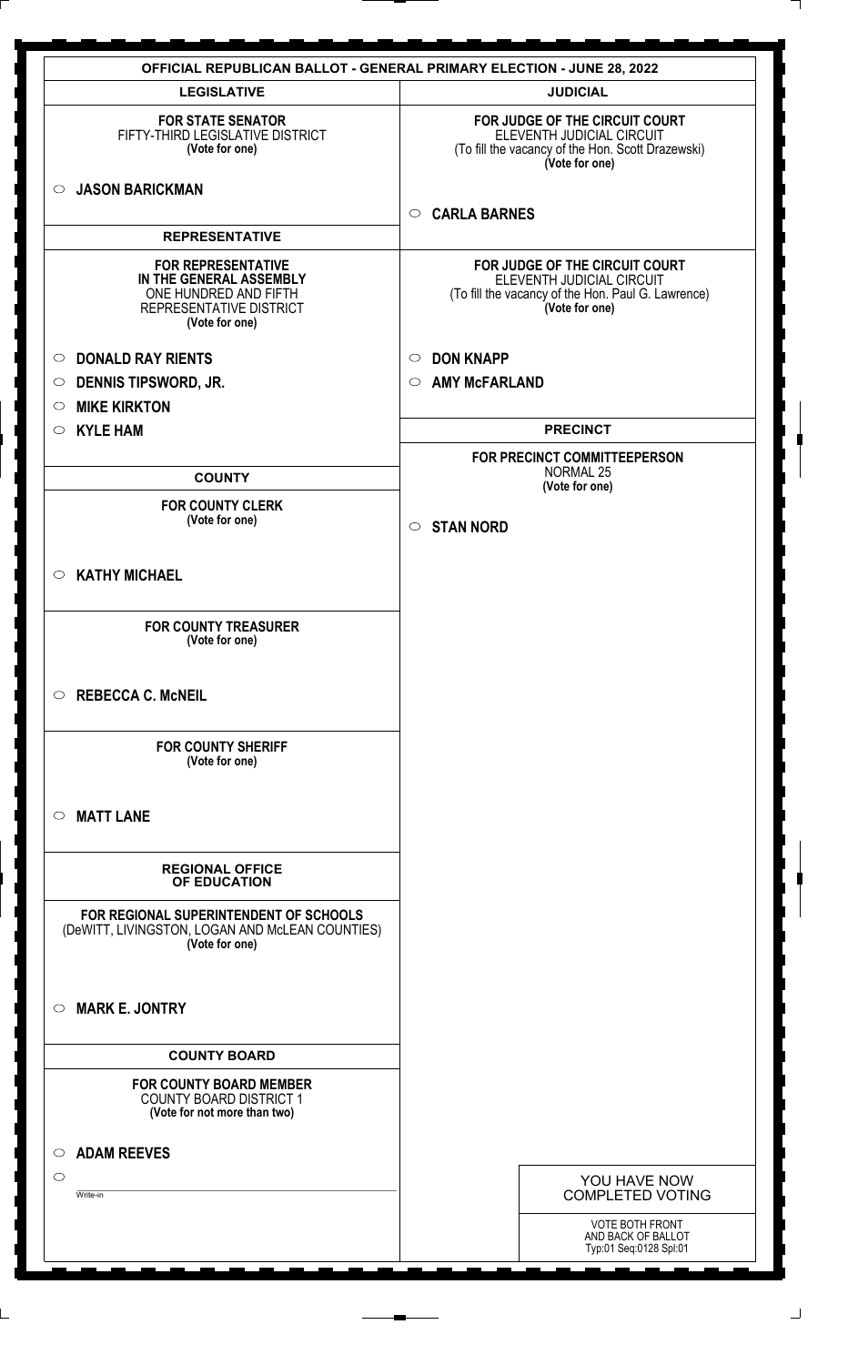# OFFICIAL REPUBLICAN BALLOT - GENERAL PRIMARY ELECTION - JUNE 28, 2022

## LEGISLATIVE

**FOR STATE SENATOR**
FIFTY-THIRD LEGISLATIVE DISTRICT
**(Vote for one)**

- ○ **JASON BARICKMAN**

## REPRESENTATIVE

**FOR REPRESENTATIVE IN THE GENERAL ASSEMBLY**
ONE HUNDRED AND FIFTH REPRESENTATIVE DISTRICT
**(Vote for one)**

- ○ **DONALD RAY RIENTS**
- ○ **DENNIS TIPSWORD, JR.**
- ○ **MIKE KIRKTON**
- ○ **KYLE HAM**

## COUNTY

**FOR COUNTY CLERK**
**(Vote for one)**

- ○ **KATHY MICHAEL**

**FOR COUNTY TREASURER**
**(Vote for one)**

- ○ **REBECCA C. McNEIL**

**FOR COUNTY SHERIFF**
**(Vote for one)**

- ○ **MATT LANE**

## REGIONAL OFFICE OF EDUCATION

**FOR REGIONAL SUPERINTENDENT OF SCHOOLS**
(DeWITT, LIVINGSTON, LOGAN AND McLEAN COUNTIES)
**(Vote for one)**

- ○ **MARK E. JONTRY**

## COUNTY BOARD

**FOR COUNTY BOARD MEMBER**
COUNTY BOARD DISTRICT 1
**(Vote for not more than two)**

- ○ **ADAM REEVES**
- ○ ____________ Write-in

## JUDICIAL

**FOR JUDGE OF THE CIRCUIT COURT**
ELEVENTH JUDICIAL CIRCUIT
(To fill the vacancy of the Hon. Scott Drazewski)
**(Vote for one)**

- ○ **CARLA BARNES**

**FOR JUDGE OF THE CIRCUIT COURT**
ELEVENTH JUDICIAL CIRCUIT
(To fill the vacancy of the Hon. Paul G. Lawrence)
**(Vote for one)**

- ○ **DON KNAPP**
- ○ **AMY McFARLAND**

## PRECINCT

**FOR PRECINCT COMMITTEEPERSON**
NORMAL 25
**(Vote for one)**

- ○ **STAN NORD**

YOU HAVE NOW COMPLETED VOTING

VOTE BOTH FRONT AND BACK OF BALLOT
Typ:01 Seq:0128 Spl:01